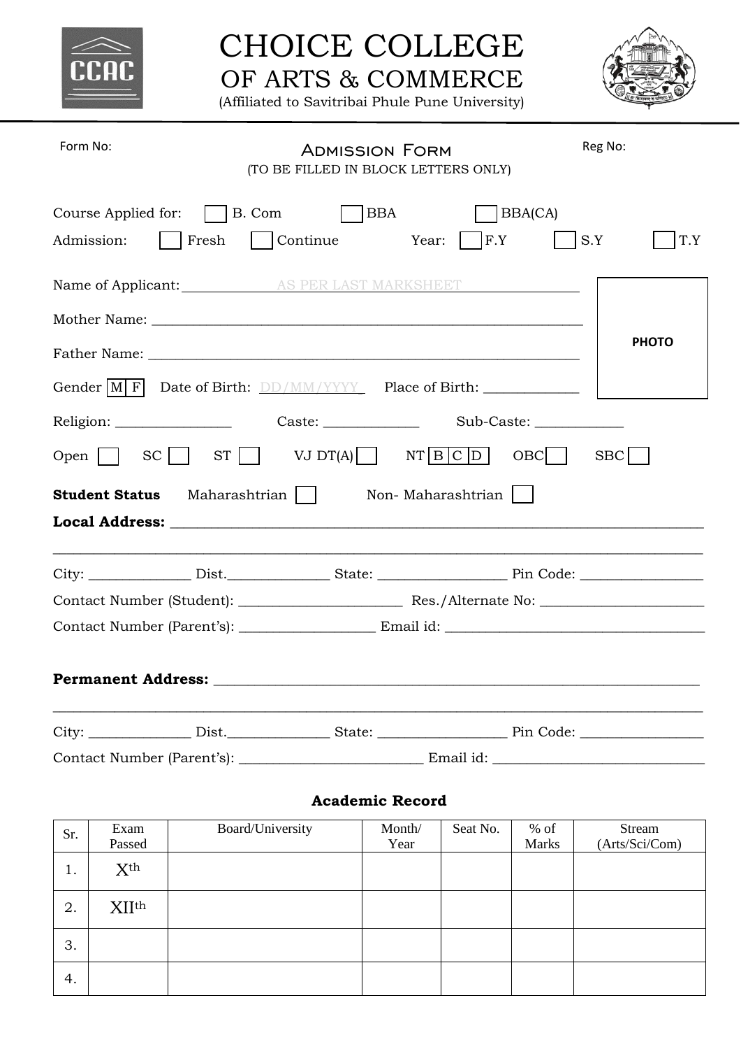# CHOICE COLLEGE
## OF ARTS & COMMERCE
(Affiliated to Savitribai Phule Pune University)

Form No: Reg No:

## Admission Form
(TO BE FILLED IN BLOCK LETTERS ONLY)

Course Applied for: ☐ B. Com ☐ BBA ☐ BBA(CA)

Admission: ☐ Fresh ☐ Continue Year: ☐ F.Y ☐ S.Y ☐ T.Y

Name of Applicant: AS PER LAST MARKSHEET

Mother Name: ____________________________________________________________

Father Name: ____________________________________________________________

Gender M | F Date of Birth: DD/MM/YYYY Place of Birth: _____________

PHOTO

Religion: ________________ Caste: _____________ Sub-Caste: ____________

Open ☐ SC ☐ ST ☐ VJ DT(A) ☐ NT B | C | D OBC ☐ SBC ☐

**Student Status** Maharashtrian ☐ Non- Maharashtrian ☐

**Local Address:** ___________________________________________________________________________

_____________________________________________________________________________________________

City: ______________ Dist.______________ State: _________________ Pin Code: ________________

Contact Number (Student): ______________________ Res./Alternate No: ______________________

Contact Number (Parent's): __________________ Email id: __________________________________

**Permanent Address:** ______________________________________________________________________

_____________________________________________________________________________________________

City: ______________ Dist.______________ State: _________________ Pin Code: ________________

Contact Number (Parent's): _________________________ Email id: ____________________________

### Academic Record

| Sr. | Exam Passed | Board/University | Month/ Year | Seat No. | % of Marks | Stream (Arts/Sci/Com) |
|---|---|---|---|---|---|---|
| 1. | $X^{th}$ | | | | | |
| 2. | $XII^{th}$ | | | | | |
| 3. | | | | | | |
| 4. | | | | | | |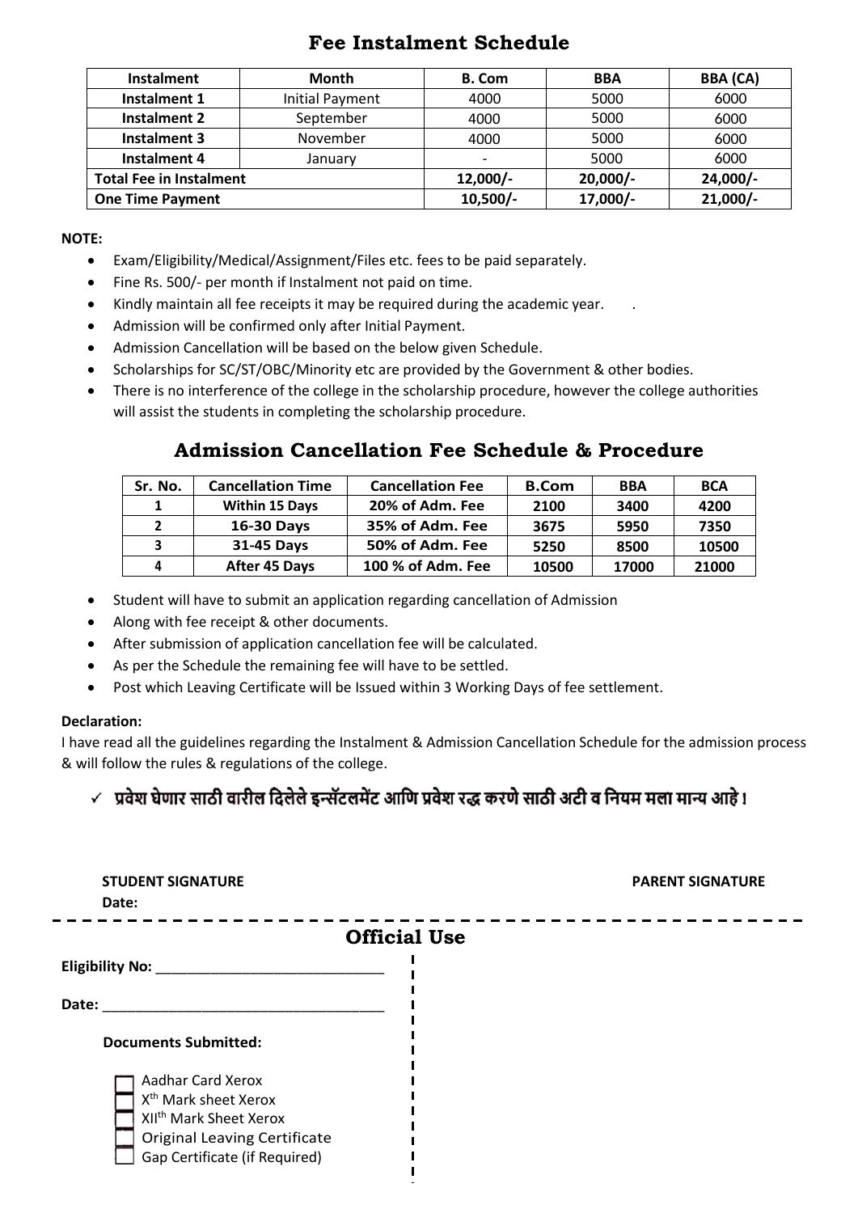## Fee Instalment Schedule

| Instalment | Month | B. Com | BBA | BBA (CA) |
|---|---|---|---|---|
| **Instalment 1** | Initial Payment | 4000 | 5000 | 6000 |
| **Instalment 2** | September | 4000 | 5000 | 6000 |
| **Instalment 3** | November | 4000 | 5000 | 6000 |
| **Instalment 4** | January | - | 5000 | 6000 |
| **Total Fee in Instalment** | | **12,000/-** | **20,000/-** | **24,000/-** |
| **One Time Payment** | | **10,500/-** | **17,000/-** | **21,000/-** |

**NOTE:**

- Exam/Eligibility/Medical/Assignment/Files etc. fees to be paid separately.
- Fine Rs. 500/- per month if Instalment not paid on time.
- Kindly maintain all fee receipts it may be required during the academic year. .
- Admission will be confirmed only after Initial Payment.
- Admission Cancellation will be based on the below given Schedule.
- Scholarships for SC/ST/OBC/Minority etc are provided by the Government & other bodies.
- There is no interference of the college in the scholarship procedure, however the college authorities will assist the students in completing the scholarship procedure.

## Admission Cancellation Fee Schedule & Procedure

| Sr. No. | Cancellation Time | Cancellation Fee | B.Com | BBA | BCA |
|---|---|---|---|---|---|
| 1 | Within 15 Days | 20% of Adm. Fee | 2100 | 3400 | 4200 |
| 2 | 16-30 Days | 35% of Adm. Fee | 3675 | 5950 | 7350 |
| 3 | 31-45 Days | 50% of Adm. Fee | 5250 | 8500 | 10500 |
| 4 | After 45 Days | 100 % of Adm. Fee | 10500 | 17000 | 21000 |

- Student will have to submit an application regarding cancellation of Admission
- Along with fee receipt & other documents.
- After submission of application cancellation fee will be calculated.
- As per the Schedule the remaining fee will have to be settled.
- Post which Leaving Certificate will be Issued within 3 Working Days of fee settlement.

**Declaration:**

I have read all the guidelines regarding the Instalment & Admission Cancellation Schedule for the admission process & will follow the rules & regulations of the college.

✓ प्रवेश घेणार साठी वारील दिलेले इन्स्टॅलमेंट आणि प्रवेश रद्ध करणे साठी अटी व नियम मला मान्य आहे !

**STUDENT SIGNATURE** **PARENT SIGNATURE**

**Date:**

## Official Use

**Eligibility No:** ____________________________

**Date:** ____________________________________

**Documents Submitted:**

- ☐ Aadhar Card Xerox
- ☐ X^th^ Mark sheet Xerox
- ☐ XII^th^ Mark Sheet Xerox
- ☐ Original Leaving Certificate
- ☐ Gap Certificate (if Required)